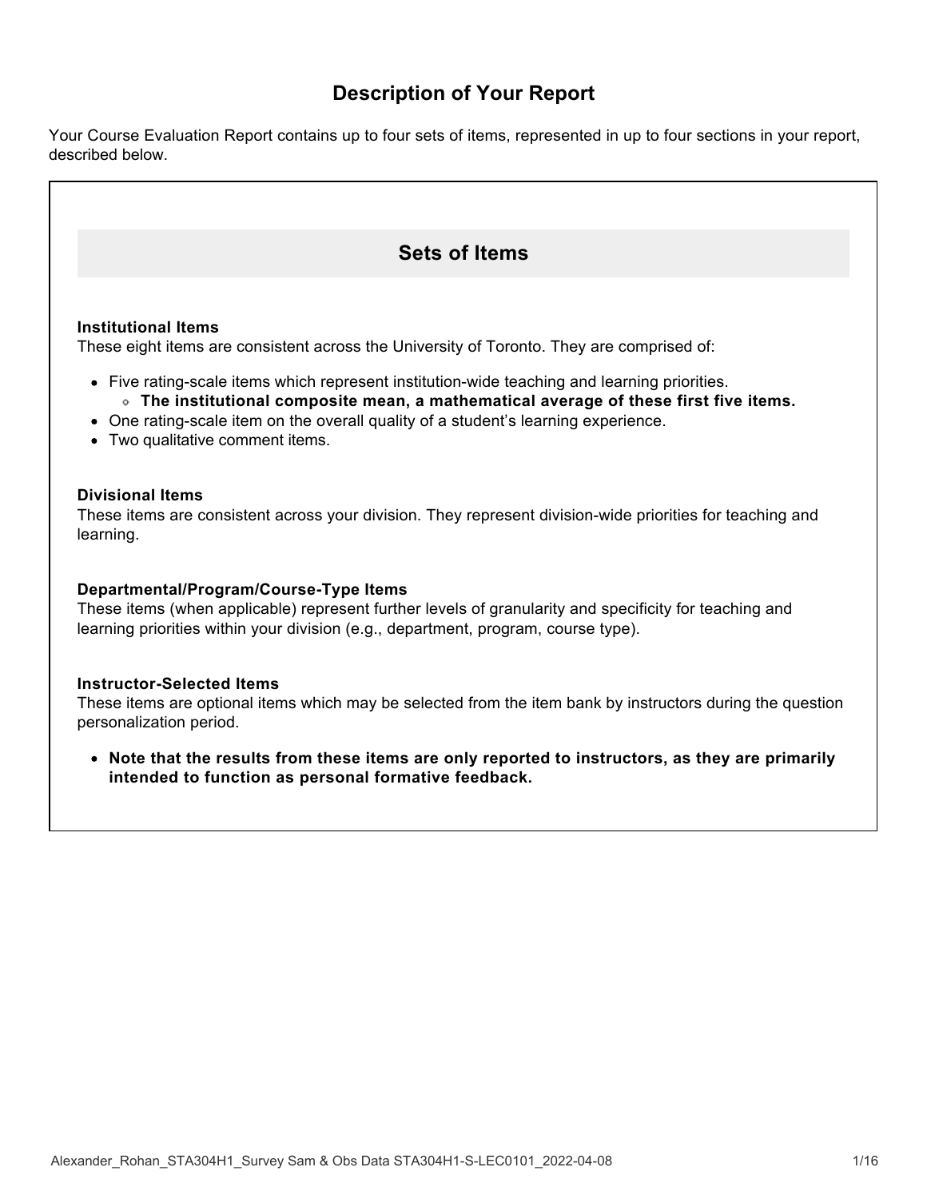# Description of Your Report

Your Course Evaluation Report contains up to four sets of items, represented in up to four sections in your report, described below.

## Sets of Items

**Institutional Items**
These eight items are consistent across the University of Toronto. They are comprised of:

- Five rating-scale items which represent institution-wide teaching and learning priorities.
  - **The institutional composite mean, a mathematical average of these first five items.**
- One rating-scale item on the overall quality of a student's learning experience.
- Two qualitative comment items.

**Divisional Items**
These items are consistent across your division. They represent division-wide priorities for teaching and learning.

**Departmental/Program/Course-Type Items**
These items (when applicable) represent further levels of granularity and specificity for teaching and learning priorities within your division (e.g., department, program, course type).

**Instructor-Selected Items**
These items are optional items which may be selected from the item bank by instructors during the question personalization period.

- **Note that the results from these items are only reported to instructors, as they are primarily intended to function as personal formative feedback.**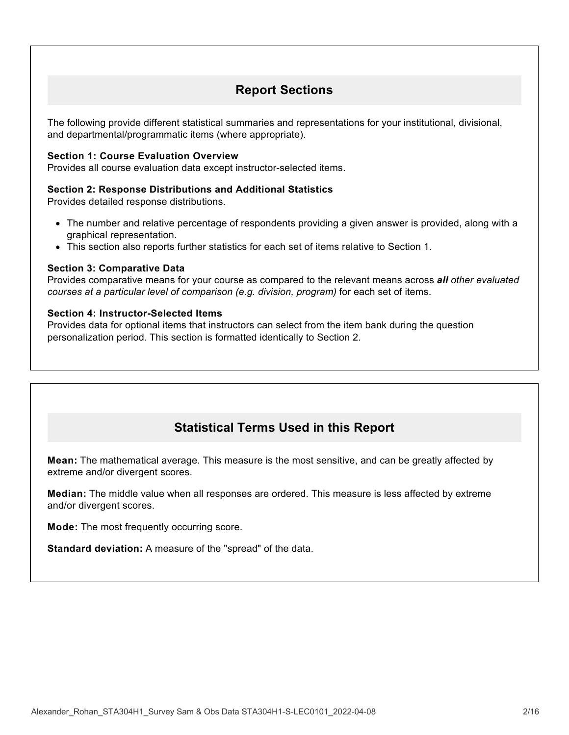## Report Sections

The following provide different statistical summaries and representations for your institutional, divisional, and departmental/programmatic items (where appropriate).

**Section 1: Course Evaluation Overview**
Provides all course evaluation data except instructor-selected items.

**Section 2: Response Distributions and Additional Statistics**
Provides detailed response distributions.

- The number and relative percentage of respondents providing a given answer is provided, along with a graphical representation.
- This section also reports further statistics for each set of items relative to Section 1.

**Section 3: Comparative Data**
Provides comparative means for your course as compared to the relevant means across ***all*** *other evaluated courses at a particular level of comparison (e.g. division, program)* for each set of items.

**Section 4: Instructor-Selected Items**
Provides data for optional items that instructors can select from the item bank during the question personalization period. This section is formatted identically to Section 2.

## Statistical Terms Used in this Report

**Mean:** The mathematical average. This measure is the most sensitive, and can be greatly affected by extreme and/or divergent scores.

**Median:** The middle value when all responses are ordered. This measure is less affected by extreme and/or divergent scores.

**Mode:** The most frequently occurring score.

**Standard deviation:** A measure of the "spread" of the data.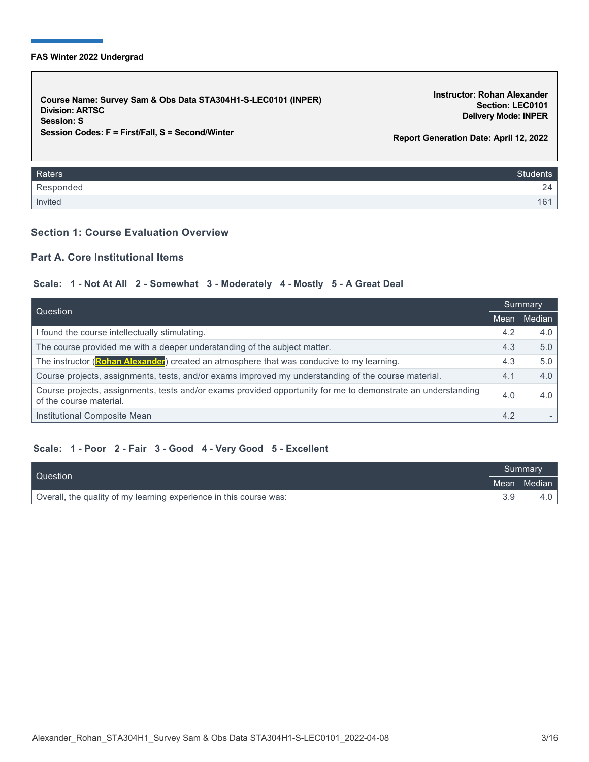**FAS Winter 2022 Undergrad**

| | |
|---|---|
| **Course Name: Survey Sam & Obs Data STA304H1-S-LEC0101 (INPER)** | **Instructor: Rohan Alexander** |
| **Division: ARTSC** | **Section: LEC0101** |
| **Session: S** | **Delivery Mode: INPER** |
| **Session Codes: F = First/Fall, S = Second/Winter** | **Report Generation Date: April 12, 2022** |

| Raters | Students |
|---|---|
| Responded | 24 |
| Invited | 161 |

## Section 1: Course Evaluation Overview

### Part A. Core Institutional Items

**Scale: 1 - Not At All 2 - Somewhat 3 - Moderately 4 - Mostly 5 - A Great Deal**

| Question | Summary | |
|---|---|---|
| | Mean | Median |
| I found the course intellectually stimulating. | 4.2 | 4.0 |
| The course provided me with a deeper understanding of the subject matter. | 4.3 | 5.0 |
| The instructor (Rohan Alexander) created an atmosphere that was conducive to my learning. | 4.3 | 5.0 |
| Course projects, assignments, tests, and/or exams improved my understanding of the course material. | 4.1 | 4.0 |
| Course projects, assignments, tests and/or exams provided opportunity for me to demonstrate an understanding of the course material. | 4.0 | 4.0 |
| Institutional Composite Mean | 4.2 | - |

**Scale: 1 - Poor 2 - Fair 3 - Good 4 - Very Good 5 - Excellent**

| Question | Summary | |
|---|---|---|
| | Mean | Median |
| Overall, the quality of my learning experience in this course was: | 3.9 | 4.0 |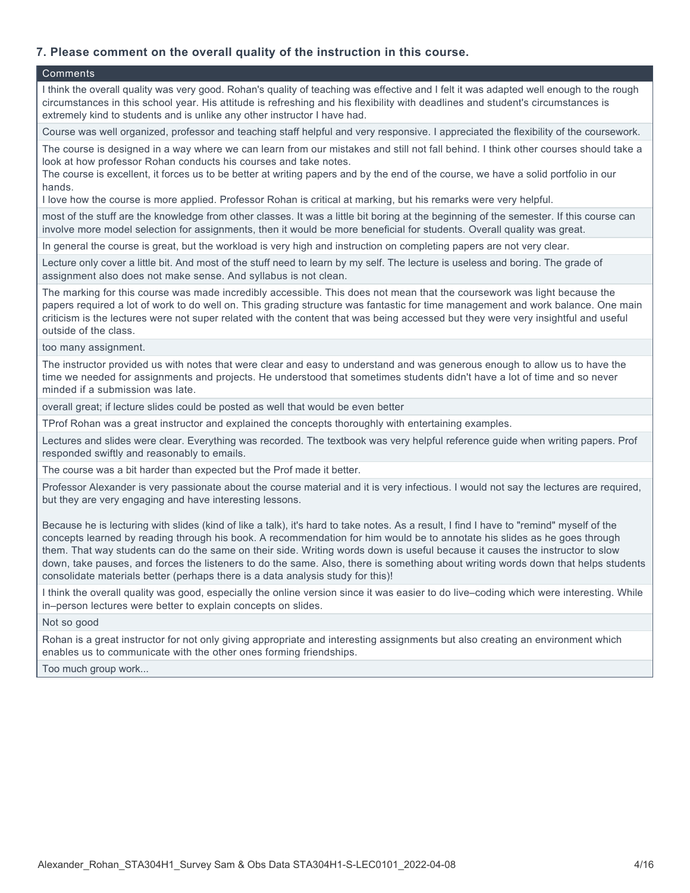### 7. Please comment on the overall quality of the instruction in this course.

| Comments |
| --- |
| I think the overall quality was very good. Rohan's quality of teaching was effective and I felt it was adapted well enough to the rough circumstances in this school year. His attitude is refreshing and his flexibility with deadlines and student's circumstances is extremely kind to students and is unlike any other instructor I have had. |
| Course was well organized, professor and teaching staff helpful and very responsive. I appreciated the flexibility of the coursework. |
| The course is designed in a way where we can learn from our mistakes and still not fall behind. I think other courses should take a look at how professor Rohan conducts his courses and take notes.<br>The course is excellent, it forces us to be better at writing papers and by the end of the course, we have a solid portfolio in our hands.<br>I love how the course is more applied. Professor Rohan is critical at marking, but his remarks were very helpful. |
| most of the stuff are the knowledge from other classes. It was a little bit boring at the beginning of the semester. If this course can involve more model selection for assignments, then it would be more beneficial for students. Overall quality was great. |
| In general the course is great, but the workload is very high and instruction on completing papers are not very clear. |
| Lecture only cover a little bit. And most of the stuff need to learn by my self. The lecture is useless and boring. The grade of assignment also does not make sense. And syllabus is not clean. |
| The marking for this course was made incredibly accessible. This does not mean that the coursework was light because the papers required a lot of work to do well on. This grading structure was fantastic for time management and work balance. One main criticism is the lectures were not super related with the content that was being accessed but they were very insightful and useful outside of the class. |
| too many assignment. |
| The instructor provided us with notes that were clear and easy to understand and was generous enough to allow us to have the time we needed for assignments and projects. He understood that sometimes students didn't have a lot of time and so never minded if a submission was late. |
| overall great; if lecture slides could be posted as well that would be even better |
| TProf Rohan was a great instructor and explained the concepts thoroughly with entertaining examples. |
| Lectures and slides were clear. Everything was recorded. The textbook was very helpful reference guide when writing papers. Prof responded swiftly and reasonably to emails. |
| The course was a bit harder than expected but the Prof made it better. |
| Professor Alexander is very passionate about the course material and it is very infectious. I would not say the lectures are required, but they are very engaging and have interesting lessons.<br><br>Because he is lecturing with slides (kind of like a talk), it's hard to take notes. As a result, I find I have to "remind" myself of the concepts learned by reading through his book. A recommendation for him would be to annotate his slides as he goes through them. That way students can do the same on their side. Writing words down is useful because it causes the instructor to slow down, take pauses, and forces the listeners to do the same. Also, there is something about writing words down that helps students consolidate materials better (perhaps there is a data analysis study for this)! |
| I think the overall quality was good, especially the online version since it was easier to do live–coding which were interesting. While in–person lectures were better to explain concepts on slides. |
| Not so good |
| Rohan is a great instructor for not only giving appropriate and interesting assignments but also creating an environment which enables us to communicate with the other ones forming friendships. |
| Too much group work... |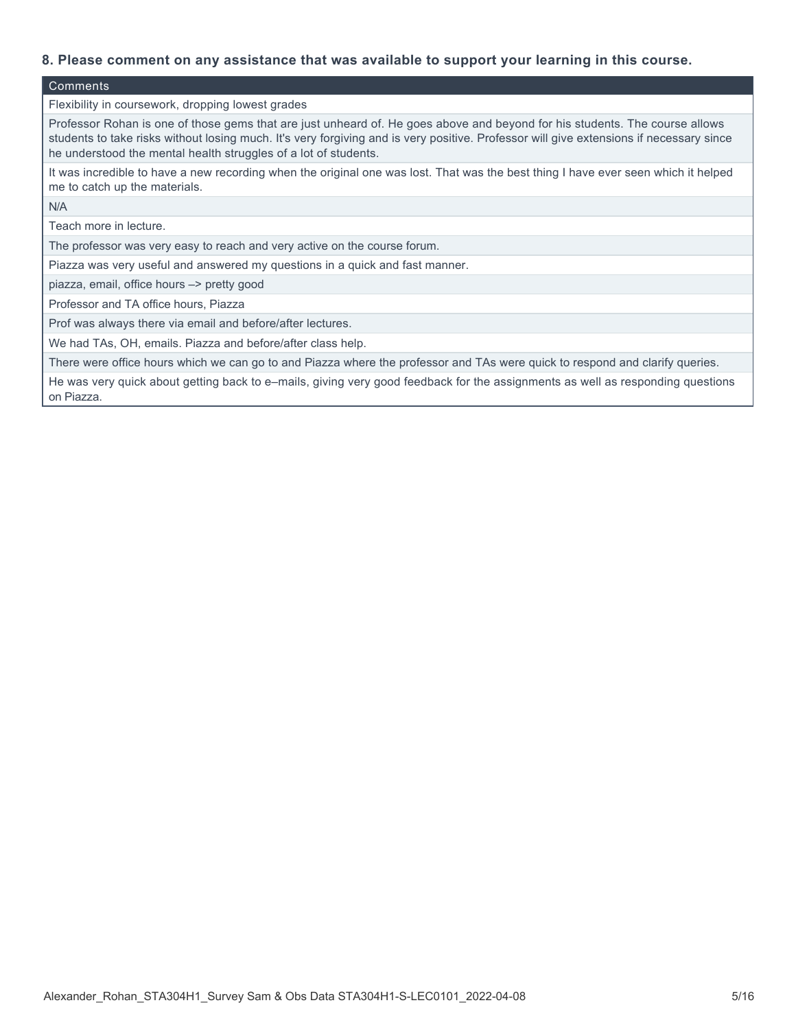### 8. Please comment on any assistance that was available to support your learning in this course.

| Comments |
| --- |
| Flexibility in coursework, dropping lowest grades |
| Professor Rohan is one of those gems that are just unheard of. He goes above and beyond for his students. The course allows students to take risks without losing much. It's very forgiving and is very positive. Professor will give extensions if necessary since he understood the mental health struggles of a lot of students. |
| It was incredible to have a new recording when the original one was lost. That was the best thing I have ever seen which it helped me to catch up the materials. |
| N/A |
| Teach more in lecture. |
| The professor was very easy to reach and very active on the course forum. |
| Piazza was very useful and answered my questions in a quick and fast manner. |
| piazza, email, office hours –> pretty good |
| Professor and TA office hours, Piazza |
| Prof was always there via email and before/after lectures. |
| We had TAs, OH, emails. Piazza and before/after class help. |
| There were office hours which we can go to and Piazza where the professor and TAs were quick to respond and clarify queries. |
| He was very quick about getting back to e–mails, giving very good feedback for the assignments as well as responding questions on Piazza. |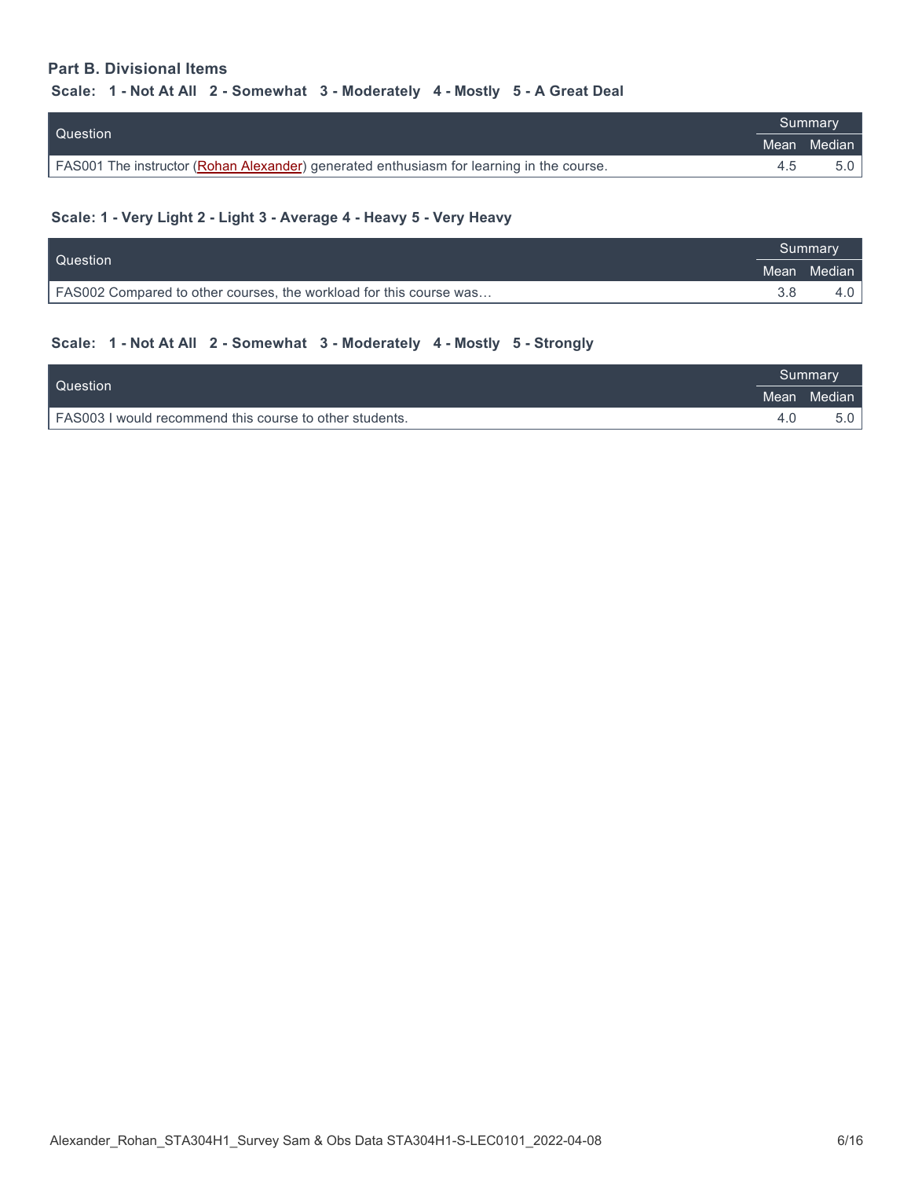### Part B. Divisional Items

**Scale: 1 - Not At All 2 - Somewhat 3 - Moderately 4 - Mostly 5 - A Great Deal**

| Question | Summary | |
|---|---|---|
| | Mean | Median |
| FAS001 The instructor (Rohan Alexander) generated enthusiasm for learning in the course. | 4.5 | 5.0 |

**Scale: 1 - Very Light 2 - Light 3 - Average 4 - Heavy 5 - Very Heavy**

| Question | Summary | |
|---|---|---|
| | Mean | Median |
| FAS002 Compared to other courses, the workload for this course was… | 3.8 | 4.0 |

**Scale: 1 - Not At All 2 - Somewhat 3 - Moderately 4 - Mostly 5 - Strongly**

| Question | Summary | |
|---|---|---|
| | Mean | Median |
| FAS003 I would recommend this course to other students. | 4.0 | 5.0 |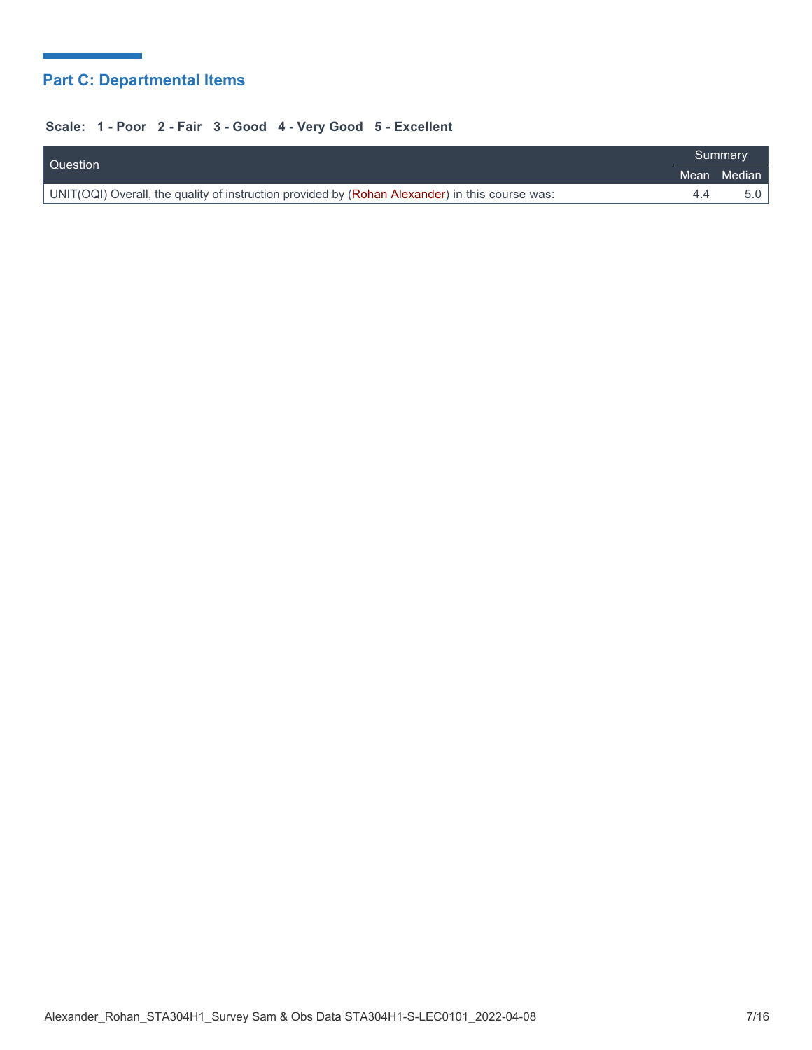## Part C: Departmental Items

**Scale: 1 - Poor 2 - Fair 3 - Good 4 - Very Good 5 - Excellent**

| Question | Summary | |
|---|---|---|
| | Mean | Median |
| UNIT(OQI) Overall, the quality of instruction provided by (Rohan Alexander) in this course was: | 4.4 | 5.0 |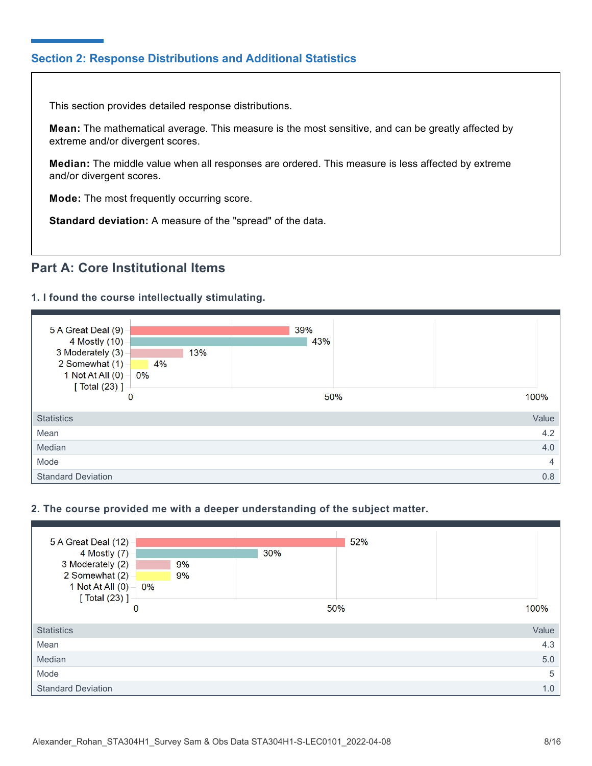## Section 2: Response Distributions and Additional Statistics

This section provides detailed response distributions.

**Mean:** The mathematical average. This measure is the most sensitive, and can be greatly affected by extreme and/or divergent scores.

**Median:** The middle value when all responses are ordered. This measure is less affected by extreme and/or divergent scores.

**Mode:** The most frequently occurring score.

**Standard deviation:** A measure of the "spread" of the data.

## Part A: Core Institutional Items

### 1. I found the course intellectually stimulating.

5 A Great Deal (9) 39%
4 Mostly (10) 43%
3 Moderately (3) 13%
2 Somewhat (1) 4%
1 Not At All (0) 0%
[ Total (23) ]
0
50%
100%

| Statistics | Value |
|---|---|
| Mean | 4.2 |
| Median | 4.0 |
| Mode | 4 |
| Standard Deviation | 0.8 |

### 2. The course provided me with a deeper understanding of the subject matter.

5 A Great Deal (12) 52%
4 Mostly (7) 30%
3 Moderately (2) 9%
2 Somewhat (2) 9%
1 Not At All (0) 0%
[ Total (23) ]
0
50%
100%

| Statistics | Value |
|---|---|
| Mean | 4.3 |
| Median | 5.0 |
| Mode | 5 |
| Standard Deviation | 1.0 |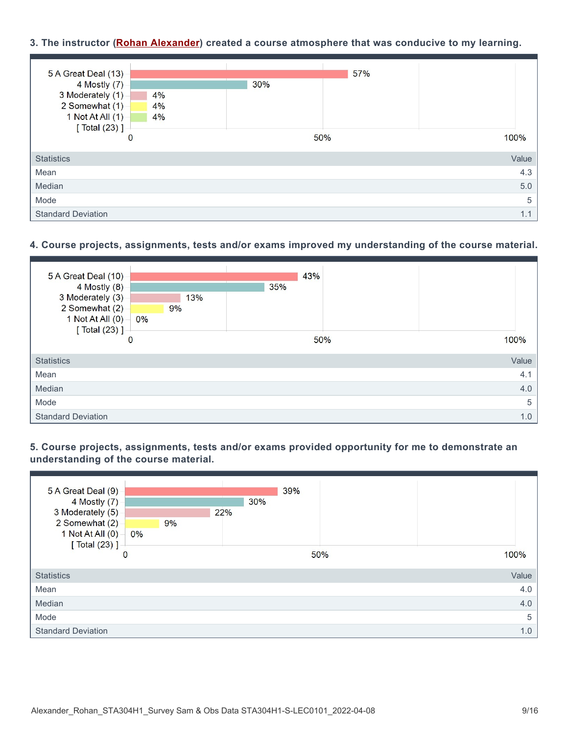**3. The instructor (Rohan Alexander) created a course atmosphere that was conducive to my learning.**

5 A Great Deal (13) 57%
4 Mostly (7) 30%
3 Moderately (1) 4%
2 Somewhat (1) 4%
1 Not At All (1) 4%
[ Total (23) ]
0
50%
100%

| Statistics | Value |
|---|---|
| Mean | 4.3 |
| Median | 5.0 |
| Mode | 5 |
| Standard Deviation | 1.1 |

**4. Course projects, assignments, tests and/or exams improved my understanding of the course material.**

5 A Great Deal (10) 43%
4 Mostly (8) 35%
3 Moderately (3) 13%
2 Somewhat (2) 9%
1 Not At All (0) 0%
[ Total (23) ]
0
50%
100%

| Statistics | Value |
|---|---|
| Mean | 4.1 |
| Median | 4.0 |
| Mode | 5 |
| Standard Deviation | 1.0 |

**5. Course projects, assignments, tests and/or exams provided opportunity for me to demonstrate an understanding of the course material.**

5 A Great Deal (9) 39%
4 Mostly (7) 30%
3 Moderately (5) 22%
2 Somewhat (2) 9%
1 Not At All (0) 0%
[ Total (23) ]
0
50%
100%

| Statistics | Value |
|---|---|
| Mean | 4.0 |
| Median | 4.0 |
| Mode | 5 |
| Standard Deviation | 1.0 |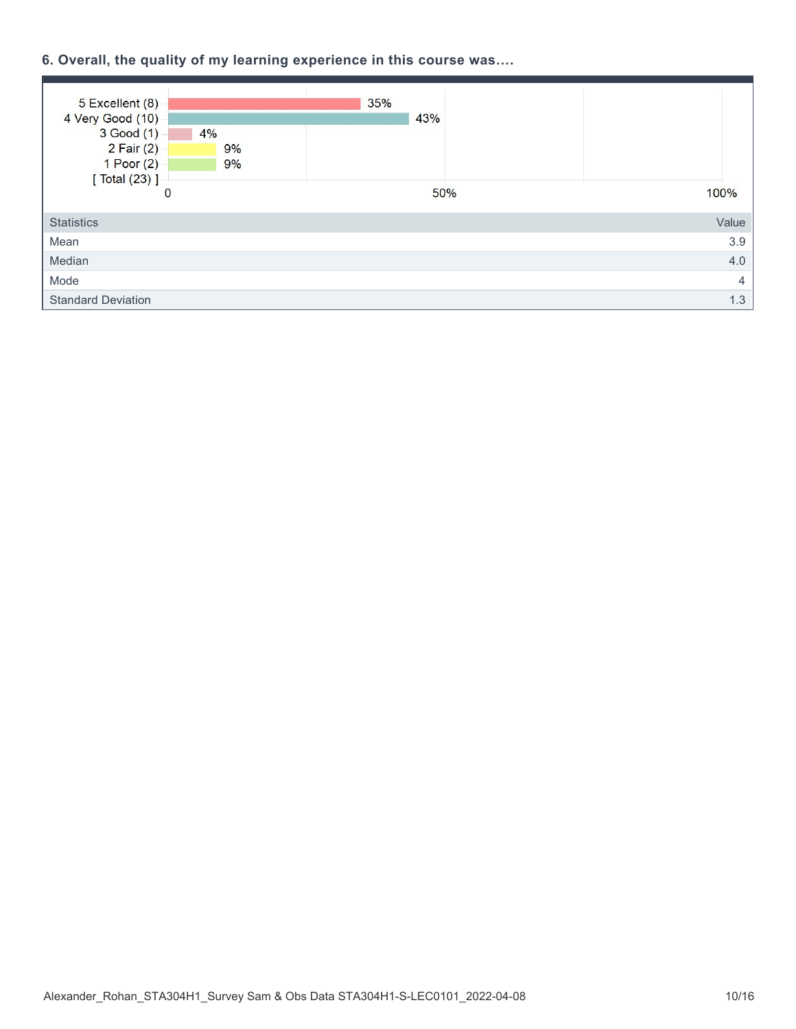### 6. Overall, the quality of my learning experience in this course was....

5 Excellent (8) 35%
4 Very Good (10) 43%
3 Good (1) 4%
2 Fair (2) 9%
1 Poor (2) 9%
[ Total (23) ]

0 50% 100%

| Statistics | Value |
| --- | --- |
| Mean | 3.9 |
| Median | 4.0 |
| Mode | 4 |
| Standard Deviation | 1.3 |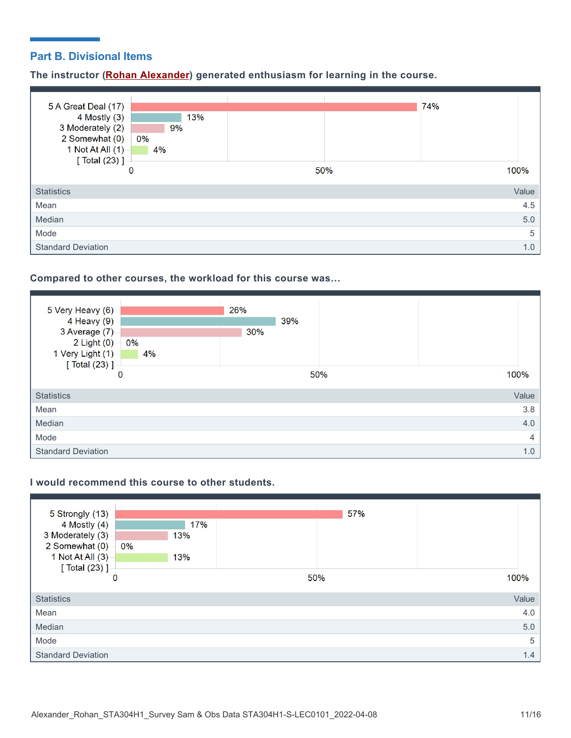## Part B. Divisional Items

**The instructor (Rohan Alexander) generated enthusiasm for learning in the course.**

5 A Great Deal (17) 74%
4 Mostly (3) 13%
3 Moderately (2) 9%
2 Somewhat (0) 0%
1 Not At All (1) 4%
[ Total (23) ]
0 50% 100%

| Statistics | Value |
|---|---|
| Mean | 4.5 |
| Median | 5.0 |
| Mode | 5 |
| Standard Deviation | 1.0 |

**Compared to other courses, the workload for this course was...**

5 Very Heavy (6) 26%
4 Heavy (9) 39%
3 Average (7) 30%
2 Light (0) 0%
1 Very Light (1) 4%
[ Total (23) ]
0 50% 100%

| Statistics | Value |
|---|---|
| Mean | 3.8 |
| Median | 4.0 |
| Mode | 4 |
| Standard Deviation | 1.0 |

**I would recommend this course to other students.**

5 Strongly (13) 57%
4 Mostly (4) 17%
3 Moderately (3) 13%
2 Somewhat (0) 0%
1 Not At All (3) 13%
[ Total (23) ]
0 50% 100%

| Statistics | Value |
|---|---|
| Mean | 4.0 |
| Median | 5.0 |
| Mode | 5 |
| Standard Deviation | 1.4 |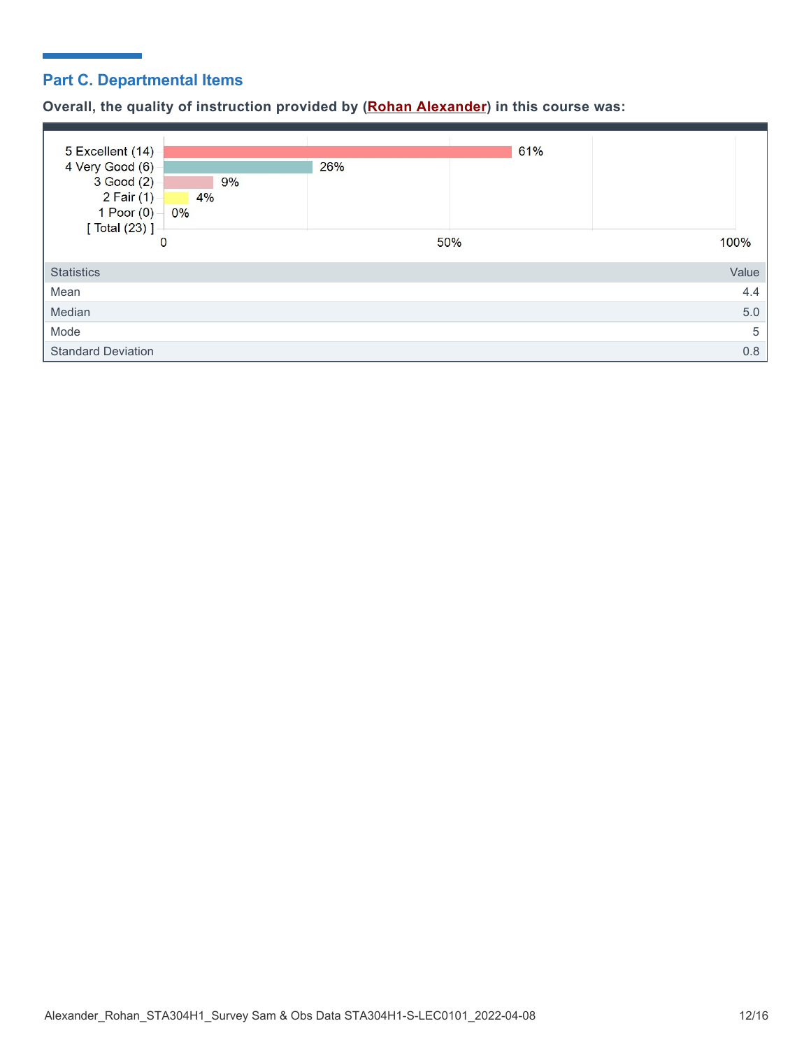## Part C. Departmental Items

**Overall, the quality of instruction provided by (Rohan Alexander) in this course was:**

5 Excellent (14) 61%
4 Very Good (6) 26%
3 Good (2) 9%
2 Fair (1) 4%
1 Poor (0) 0%
[ Total (23) ]

0
50%
100%

| Statistics | Value |
| --- | --- |
| Mean | 4.4 |
| Median | 5.0 |
| Mode | 5 |
| Standard Deviation | 0.8 |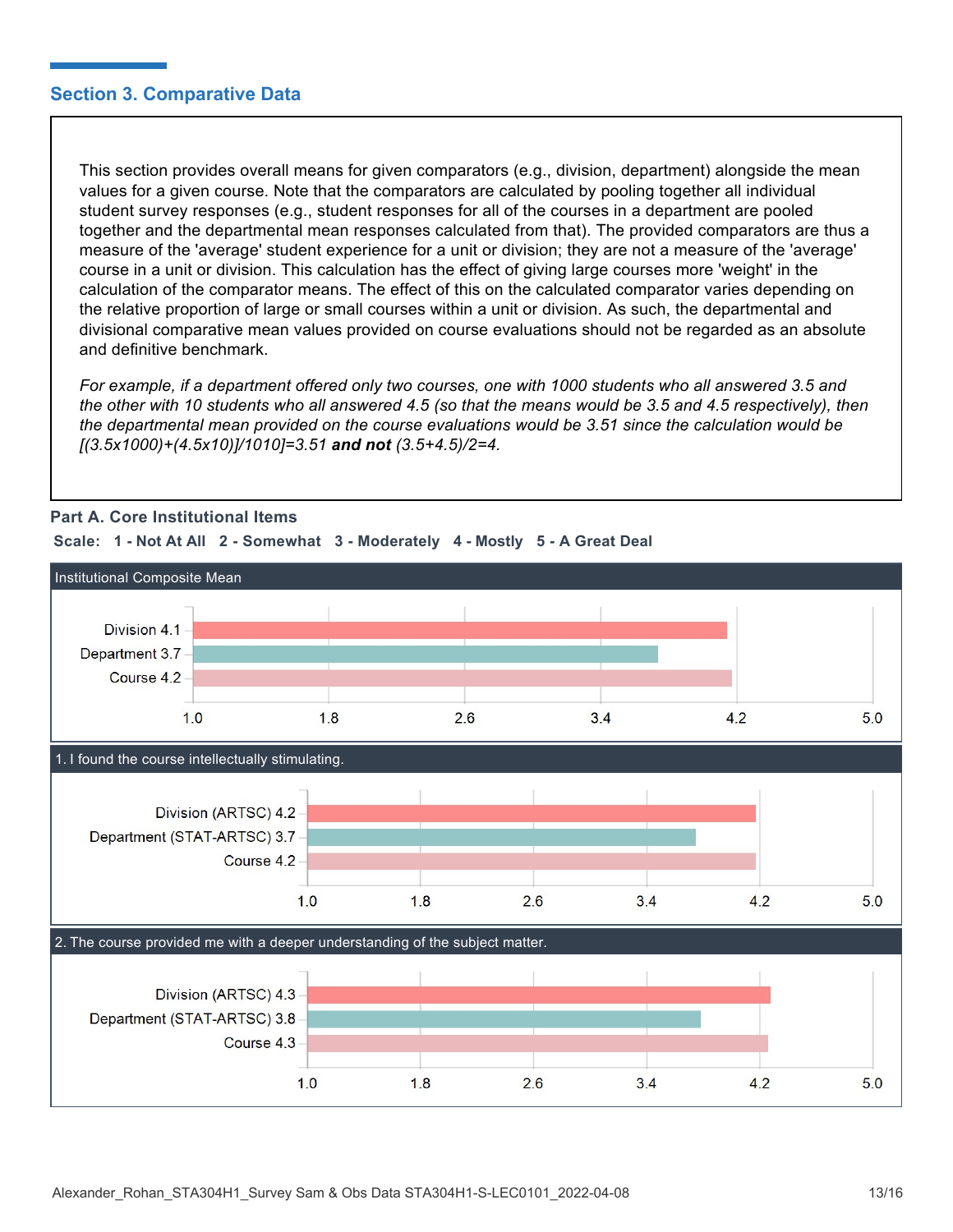## Section 3. Comparative Data

This section provides overall means for given comparators (e.g., division, department) alongside the mean values for a given course. Note that the comparators are calculated by pooling together all individual student survey responses (e.g., student responses for all of the courses in a department are pooled together and the departmental mean responses calculated from that). The provided comparators are thus a measure of the 'average' student experience for a unit or division; they are not a measure of the 'average' course in a unit or division. This calculation has the effect of giving large courses more 'weight' in the calculation of the comparator means. The effect of this on the calculated comparator varies depending on the relative proportion of large or small courses within a unit or division. As such, the departmental and divisional comparative mean values provided on course evaluations should not be regarded as an absolute and definitive benchmark.

*For example, if a department offered only two courses, one with 1000 students who all answered 3.5 and the other with 10 students who all answered 4.5 (so that the means would be 3.5 and 4.5 respectively), then the departmental mean provided on the course evaluations would be 3.51 since the calculation would be [(3.5x1000)+(4.5x10)]/1010]=3.51* ***and not*** *(3.5+4.5)/2=4.*

### Part A. Core Institutional Items

**Scale: 1 - Not At All 2 - Somewhat 3 - Moderately 4 - Mostly 5 - A Great Deal**

#### Institutional Composite Mean

Division 4.1
Department 3.7
Course 4.2

1.0 1.8 2.6 3.4 4.2 5.0

#### 1. I found the course intellectually stimulating.

Division (ARTSC) 4.2
Department (STAT-ARTSC) 3.7
Course 4.2

1.0 1.8 2.6 3.4 4.2 5.0

#### 2. The course provided me with a deeper understanding of the subject matter.

Division (ARTSC) 4.3
Department (STAT-ARTSC) 3.8
Course 4.3

1.0 1.8 2.6 3.4 4.2 5.0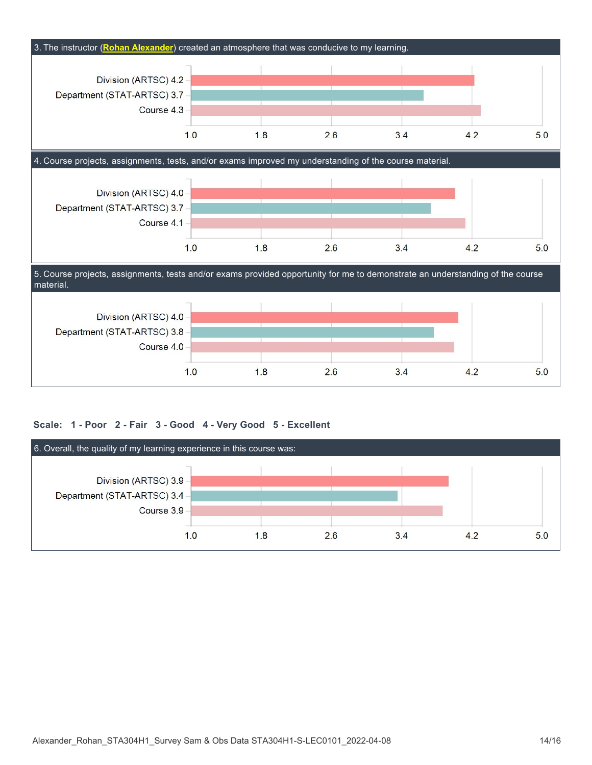3. The instructor (Rohan Alexander) created an atmosphere that was conducive to my learning.

Division (ARTSC) 4.2
Department (STAT-ARTSC) 3.7
Course 4.3

1.0 1.8 2.6 3.4 4.2 5.0

4. Course projects, assignments, tests, and/or exams improved my understanding of the course material.

Division (ARTSC) 4.0
Department (STAT-ARTSC) 3.7
Course 4.1

1.0 1.8 2.6 3.4 4.2 5.0

5. Course projects, assignments, tests and/or exams provided opportunity for me to demonstrate an understanding of the course material.

Division (ARTSC) 4.0
Department (STAT-ARTSC) 3.8
Course 4.0

1.0 1.8 2.6 3.4 4.2 5.0

**Scale: 1 - Poor 2 - Fair 3 - Good 4 - Very Good 5 - Excellent**

6. Overall, the quality of my learning experience in this course was:

Division (ARTSC) 3.9
Department (STAT-ARTSC) 3.4
Course 3.9

1.0 1.8 2.6 3.4 4.2 5.0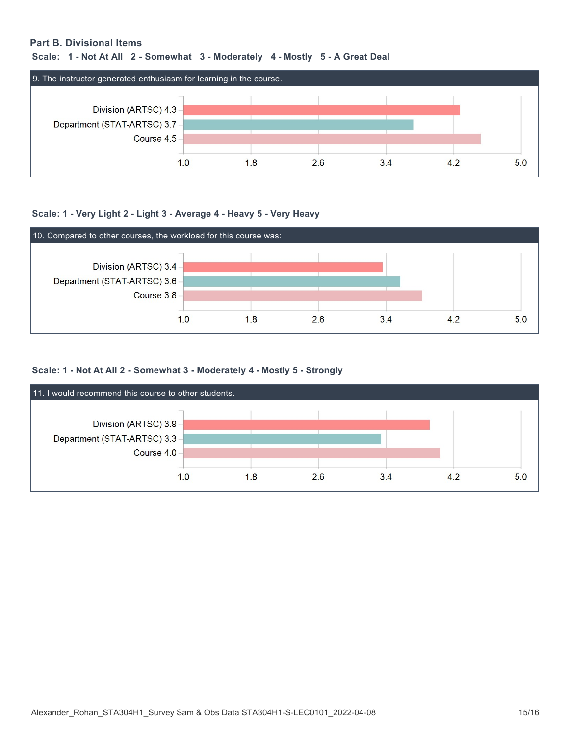## Part B. Divisional Items

**Scale: 1 - Not At All 2 - Somewhat 3 - Moderately 4 - Mostly 5 - A Great Deal**

9. The instructor generated enthusiasm for learning in the course.

Division (ARTSC) 4.3
Department (STAT-ARTSC) 3.7
Course 4.5

1.0 1.8 2.6 3.4 4.2 5.0

**Scale: 1 - Very Light 2 - Light 3 - Average 4 - Heavy 5 - Very Heavy**

10. Compared to other courses, the workload for this course was:

Division (ARTSC) 3.4
Department (STAT-ARTSC) 3.6
Course 3.8

1.0 1.8 2.6 3.4 4.2 5.0

**Scale: 1 - Not At All 2 - Somewhat 3 - Moderately 4 - Mostly 5 - Strongly**

11. I would recommend this course to other students.

Division (ARTSC) 3.9
Department (STAT-ARTSC) 3.3
Course 4.0

1.0 1.8 2.6 3.4 4.2 5.0

Alexander_Rohan_STA304H1_Survey Sam & Obs Data STA304H1-S-LEC0101_2022-04-08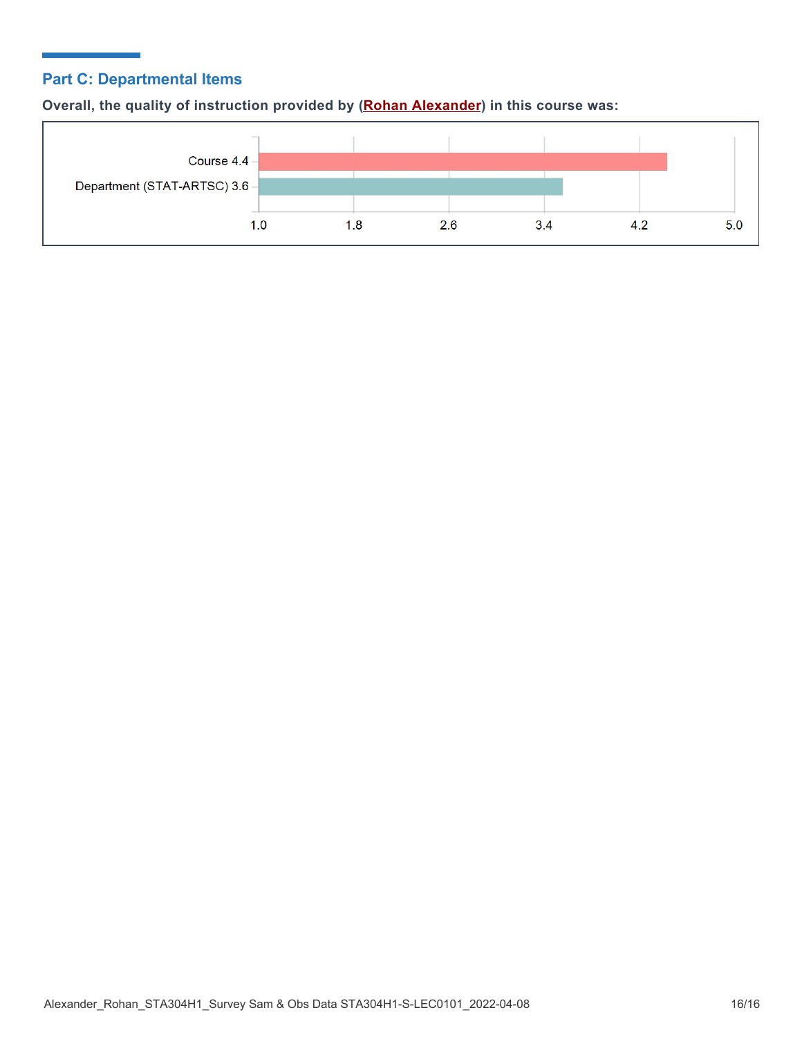## Part C: Departmental Items

**Overall, the quality of instruction provided by (Rohan Alexander) in this course was:**

Course 4.4

Department (STAT-ARTSC) 3.6

1.0 1.8 2.6 3.4 4.2 5.0